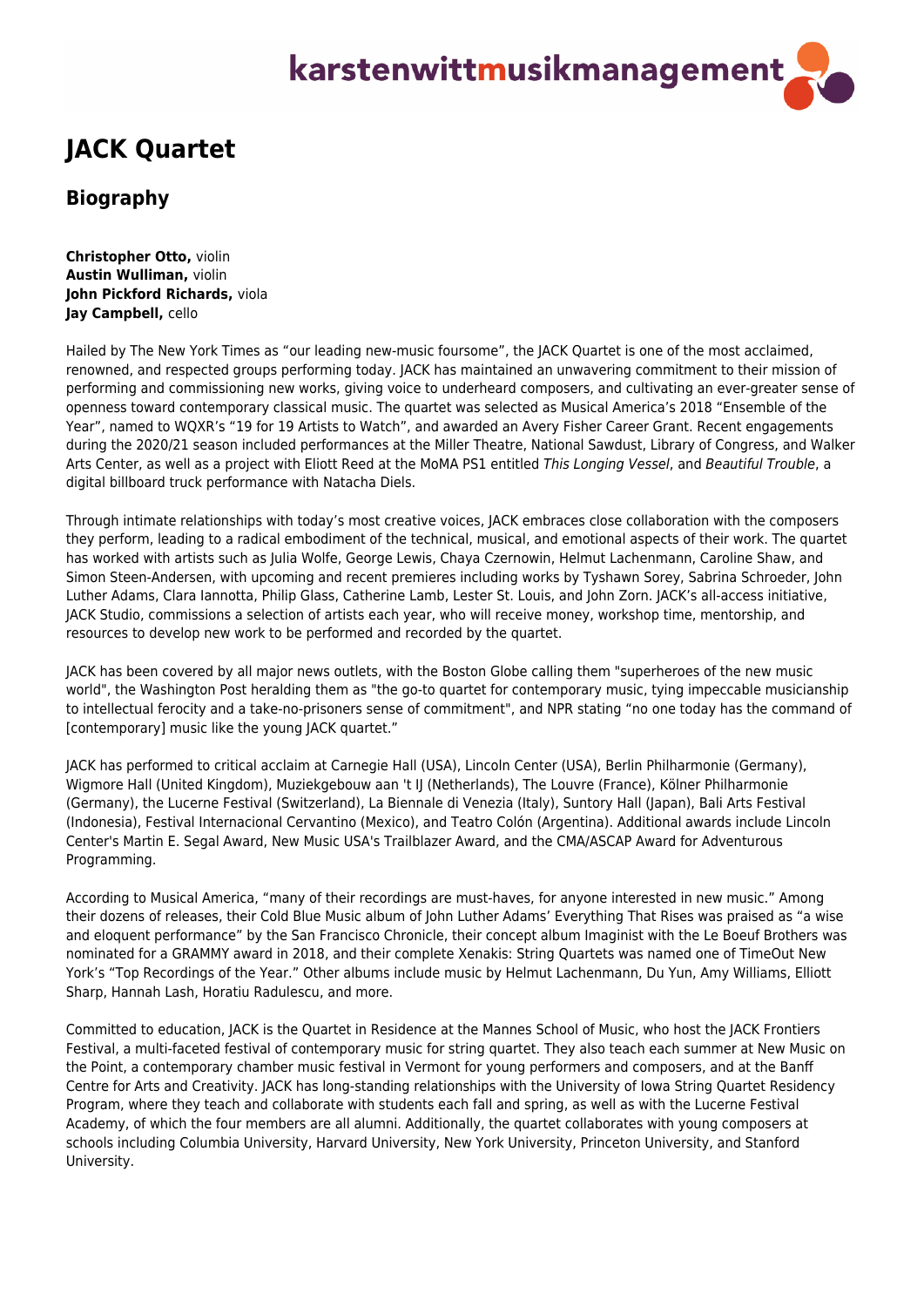# JACK Quartet

## Biography

**Christopher Otto,** violin
**Austin Wulliman,** violin
**John Pickford Richards,** viola
**Jay Campbell,** cello

Hailed by The New York Times as "our leading new-music foursome", the JACK Quartet is one of the most acclaimed, renowned, and respected groups performing today. JACK has maintained an unwavering commitment to their mission of performing and commissioning new works, giving voice to underheard composers, and cultivating an ever-greater sense of openness toward contemporary classical music. The quartet was selected as Musical America's 2018 "Ensemble of the Year", named to WQXR's "19 for 19 Artists to Watch", and awarded an Avery Fisher Career Grant. Recent engagements during the 2020/21 season included performances at the Miller Theatre, National Sawdust, Library of Congress, and Walker Arts Center, as well as a project with Eliott Reed at the MoMA PS1 entitled *This Longing Vessel*, and *Beautiful Trouble*, a digital billboard truck performance with Natacha Diels.

Through intimate relationships with today's most creative voices, JACK embraces close collaboration with the composers they perform, leading to a radical embodiment of the technical, musical, and emotional aspects of their work. The quartet has worked with artists such as Julia Wolfe, George Lewis, Chaya Czernowin, Helmut Lachenmann, Caroline Shaw, and Simon Steen-Andersen, with upcoming and recent premieres including works by Tyshawn Sorey, Sabrina Schroeder, John Luther Adams, Clara Iannotta, Philip Glass, Catherine Lamb, Lester St. Louis, and John Zorn. JACK's all-access initiative, JACK Studio, commissions a selection of artists each year, who will receive money, workshop time, mentorship, and resources to develop new work to be performed and recorded by the quartet.

JACK has been covered by all major news outlets, with the Boston Globe calling them "superheroes of the new music world", the Washington Post heralding them as "the go-to quartet for contemporary music, tying impeccable musicianship to intellectual ferocity and a take-no-prisoners sense of commitment", and NPR stating "no one today has the command of [contemporary] music like the young JACK quartet."

JACK has performed to critical acclaim at Carnegie Hall (USA), Lincoln Center (USA), Berlin Philharmonie (Germany), Wigmore Hall (United Kingdom), Muziekgebouw aan 't IJ (Netherlands), The Louvre (France), Kölner Philharmonie (Germany), the Lucerne Festival (Switzerland), La Biennale di Venezia (Italy), Suntory Hall (Japan), Bali Arts Festival (Indonesia), Festival Internacional Cervantino (Mexico), and Teatro Colón (Argentina). Additional awards include Lincoln Center's Martin E. Segal Award, New Music USA's Trailblazer Award, and the CMA/ASCAP Award for Adventurous Programming.

According to Musical America, "many of their recordings are must-haves, for anyone interested in new music." Among their dozens of releases, their Cold Blue Music album of John Luther Adams' Everything That Rises was praised as "a wise and eloquent performance" by the San Francisco Chronicle, their concept album Imaginist with the Le Boeuf Brothers was nominated for a GRAMMY award in 2018, and their complete Xenakis: String Quartets was named one of TimeOut New York's "Top Recordings of the Year." Other albums include music by Helmut Lachenmann, Du Yun, Amy Williams, Elliott Sharp, Hannah Lash, Horatiu Radulescu, and more.

Committed to education, JACK is the Quartet in Residence at the Mannes School of Music, who host the JACK Frontiers Festival, a multi-faceted festival of contemporary music for string quartet. They also teach each summer at New Music on the Point, a contemporary chamber music festival in Vermont for young performers and composers, and at the Banff Centre for Arts and Creativity. JACK has long-standing relationships with the University of Iowa String Quartet Residency Program, where they teach and collaborate with students each fall and spring, as well as with the Lucerne Festival Academy, of which the four members are all alumni. Additionally, the quartet collaborates with young composers at schools including Columbia University, Harvard University, New York University, Princeton University, and Stanford University.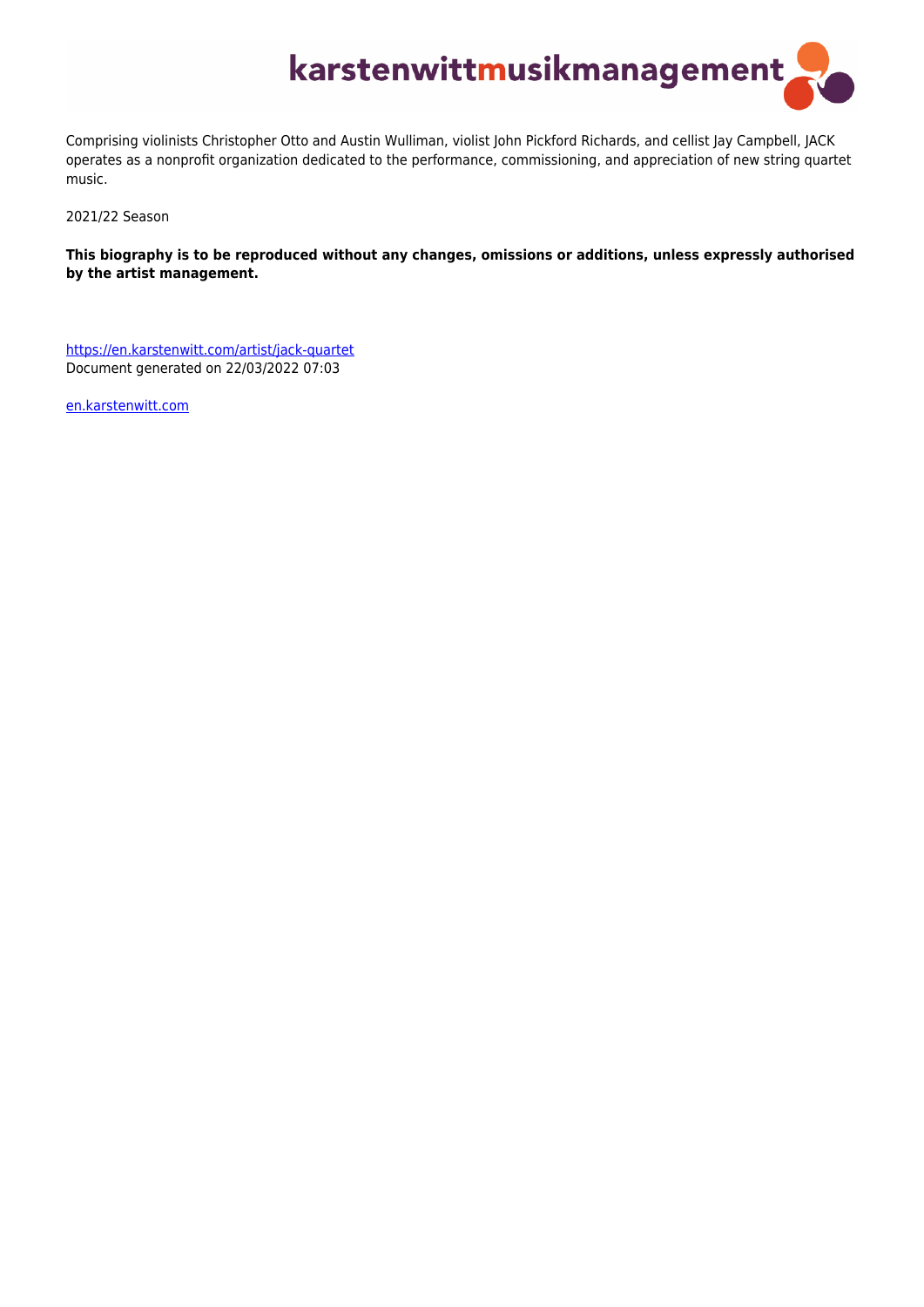Comprising violinists Christopher Otto and Austin Wulliman, violist John Pickford Richards, and cellist Jay Campbell, JACK operates as a nonprofit organization dedicated to the performance, commissioning, and appreciation of new string quartet music.

2021/22 Season

**This biography is to be reproduced without any changes, omissions or additions, unless expressly authorised by the artist management.**

https://en.karstenwitt.com/artist/jack-quartet
Document generated on 22/03/2022 07:03

en.karstenwitt.com